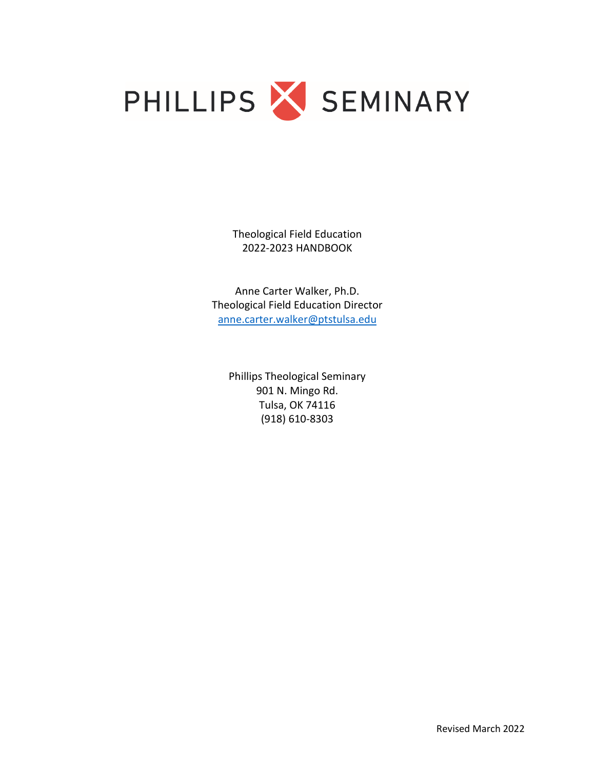# PHILLIPS SEMINARY

Theological Field Education
2022-2023 HANDBOOK

Anne Carter Walker, Ph.D.
Theological Field Education Director
anne.carter.walker@ptstulsa.edu

Phillips Theological Seminary
901 N. Mingo Rd.
Tulsa, OK 74116
(918) 610-8303

Revised March 2022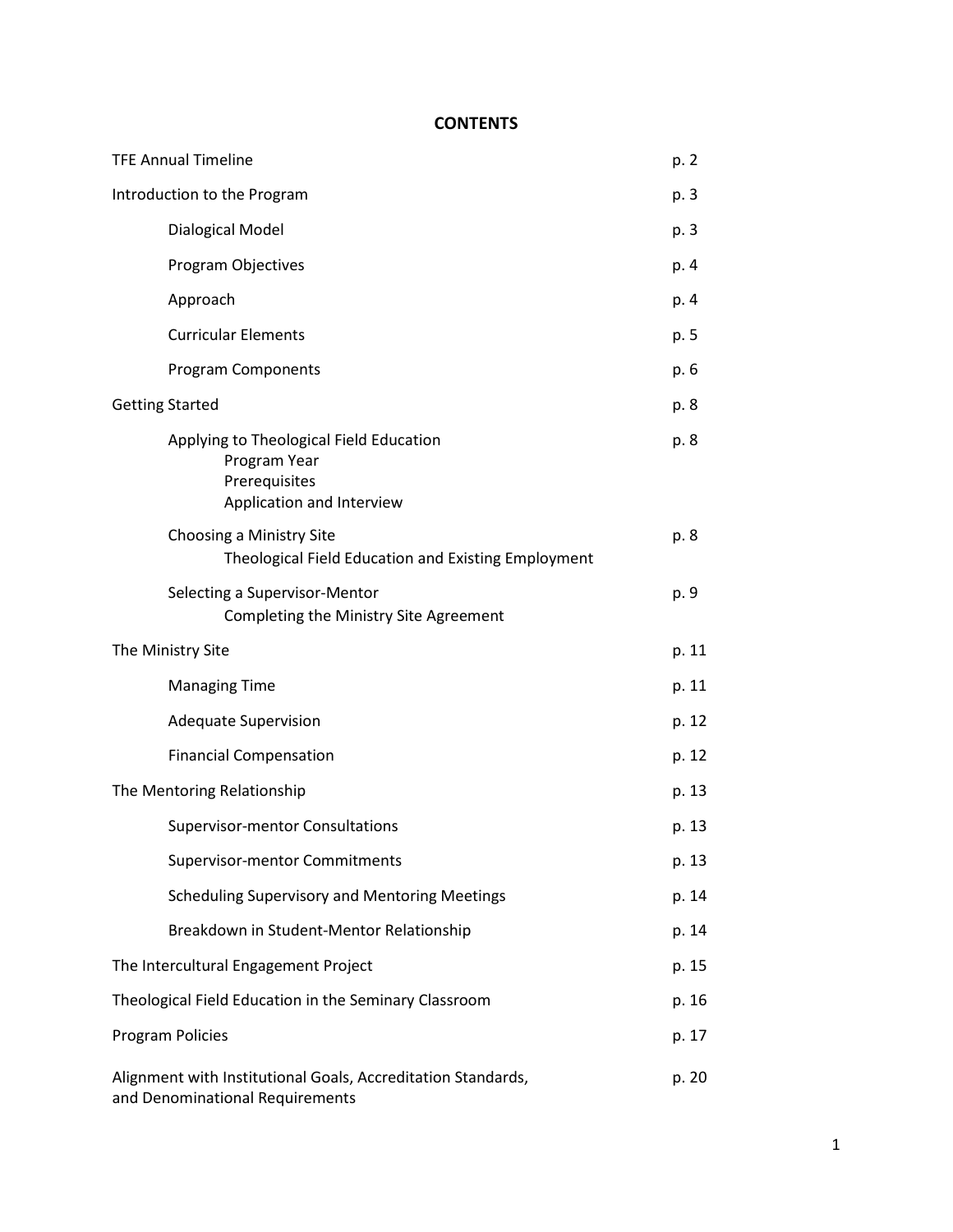# CONTENTS

| | |
|---|---|
| TFE Annual Timeline | p. 2 |
| Introduction to the Program | p. 3 |
| &nbsp;&nbsp;&nbsp;&nbsp;Dialogical Model | p. 3 |
| &nbsp;&nbsp;&nbsp;&nbsp;Program Objectives | p. 4 |
| &nbsp;&nbsp;&nbsp;&nbsp;Approach | p. 4 |
| &nbsp;&nbsp;&nbsp;&nbsp;Curricular Elements | p. 5 |
| &nbsp;&nbsp;&nbsp;&nbsp;Program Components | p. 6 |
| Getting Started | p. 8 |
| &nbsp;&nbsp;&nbsp;&nbsp;Applying to Theological Field Education<br>&nbsp;&nbsp;&nbsp;&nbsp;&nbsp;&nbsp;&nbsp;&nbsp;Program Year<br>&nbsp;&nbsp;&nbsp;&nbsp;&nbsp;&nbsp;&nbsp;&nbsp;Prerequisites<br>&nbsp;&nbsp;&nbsp;&nbsp;&nbsp;&nbsp;&nbsp;&nbsp;Application and Interview | p. 8 |
| &nbsp;&nbsp;&nbsp;&nbsp;Choosing a Ministry Site<br>&nbsp;&nbsp;&nbsp;&nbsp;&nbsp;&nbsp;&nbsp;&nbsp;Theological Field Education and Existing Employment | p. 8 |
| &nbsp;&nbsp;&nbsp;&nbsp;Selecting a Supervisor-Mentor<br>&nbsp;&nbsp;&nbsp;&nbsp;&nbsp;&nbsp;&nbsp;&nbsp;Completing the Ministry Site Agreement | p. 9 |
| The Ministry Site | p. 11 |
| &nbsp;&nbsp;&nbsp;&nbsp;Managing Time | p. 11 |
| &nbsp;&nbsp;&nbsp;&nbsp;Adequate Supervision | p. 12 |
| &nbsp;&nbsp;&nbsp;&nbsp;Financial Compensation | p. 12 |
| The Mentoring Relationship | p. 13 |
| &nbsp;&nbsp;&nbsp;&nbsp;Supervisor-mentor Consultations | p. 13 |
| &nbsp;&nbsp;&nbsp;&nbsp;Supervisor-mentor Commitments | p. 13 |
| &nbsp;&nbsp;&nbsp;&nbsp;Scheduling Supervisory and Mentoring Meetings | p. 14 |
| &nbsp;&nbsp;&nbsp;&nbsp;Breakdown in Student-Mentor Relationship | p. 14 |
| The Intercultural Engagement Project | p. 15 |
| Theological Field Education in the Seminary Classroom | p. 16 |
| Program Policies | p. 17 |
| Alignment with Institutional Goals, Accreditation Standards, and Denominational Requirements | p. 20 |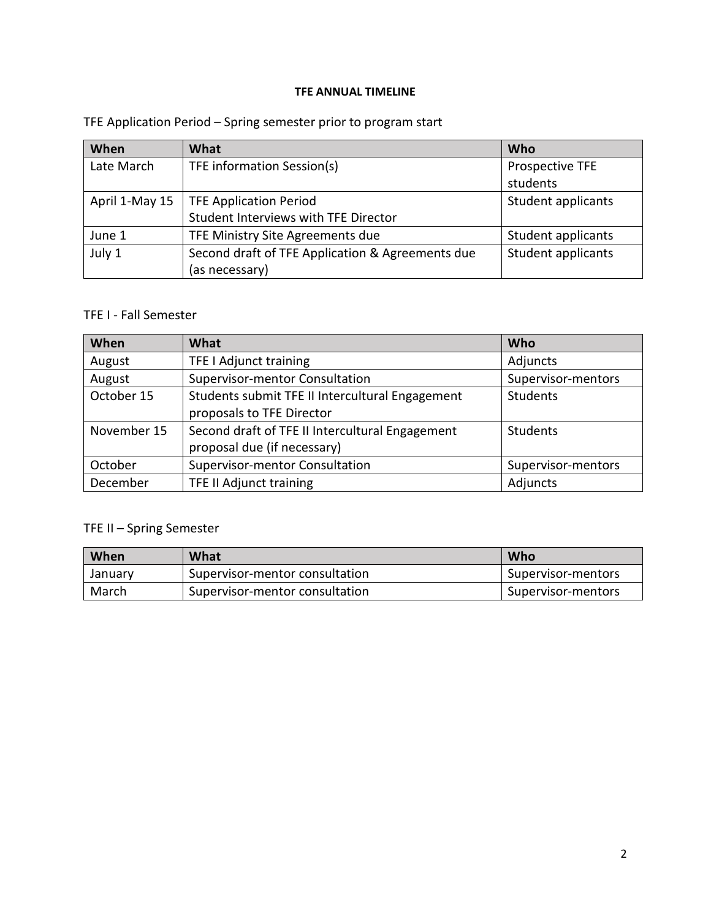# TFE ANNUAL TIMELINE

TFE Application Period – Spring semester prior to program start

| When | What | Who |
|---|---|---|
| Late March | TFE information Session(s) | Prospective TFE students |
| April 1-May 15 | TFE Application Period<br>Student Interviews with TFE Director | Student applicants |
| June 1 | TFE Ministry Site Agreements due | Student applicants |
| July 1 | Second draft of TFE Application & Agreements due (as necessary) | Student applicants |

TFE I - Fall Semester

| When | What | Who |
|---|---|---|
| August | TFE I Adjunct training | Adjuncts |
| August | Supervisor-mentor Consultation | Supervisor-mentors |
| October 15 | Students submit TFE II Intercultural Engagement proposals to TFE Director | Students |
| November 15 | Second draft of TFE II Intercultural Engagement proposal due (if necessary) | Students |
| October | Supervisor-mentor Consultation | Supervisor-mentors |
| December | TFE II Adjunct training | Adjuncts |

TFE II – Spring Semester

| When | What | Who |
|---|---|---|
| January | Supervisor-mentor consultation | Supervisor-mentors |
| March | Supervisor-mentor consultation | Supervisor-mentors |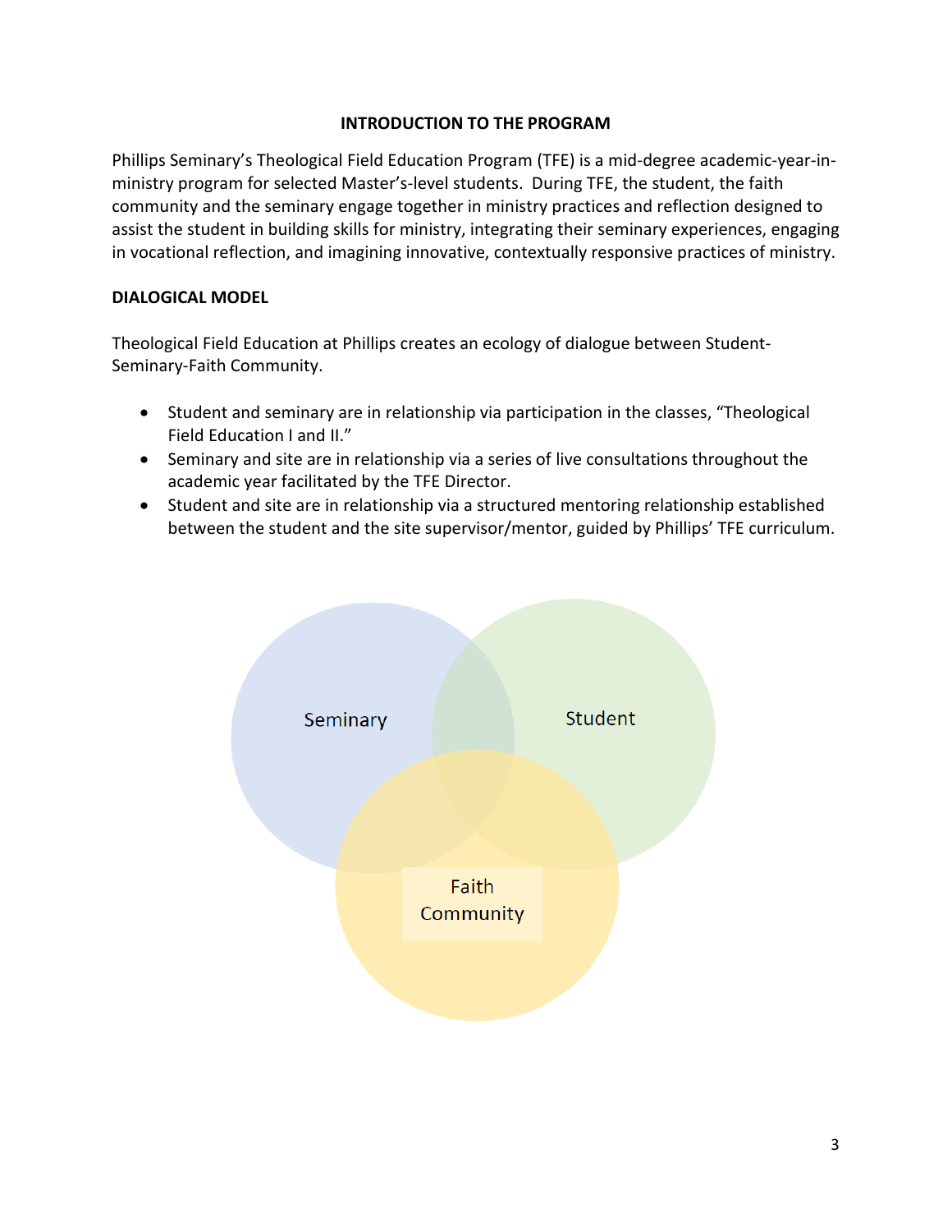## INTRODUCTION TO THE PROGRAM

Phillips Seminary's Theological Field Education Program (TFE) is a mid-degree academic-year-in-ministry program for selected Master's-level students. During TFE, the student, the faith community and the seminary engage together in ministry practices and reflection designed to assist the student in building skills for ministry, integrating their seminary experiences, engaging in vocational reflection, and imagining innovative, contextually responsive practices of ministry.

### DIALOGICAL MODEL

Theological Field Education at Phillips creates an ecology of dialogue between Student-Seminary-Faith Community.

- Student and seminary are in relationship via participation in the classes, "Theological Field Education I and II."
- Seminary and site are in relationship via a series of live consultations throughout the academic year facilitated by the TFE Director.
- Student and site are in relationship via a structured mentoring relationship established between the student and the site supervisor/mentor, guided by Phillips' TFE curriculum.

Seminary

Student

Faith Community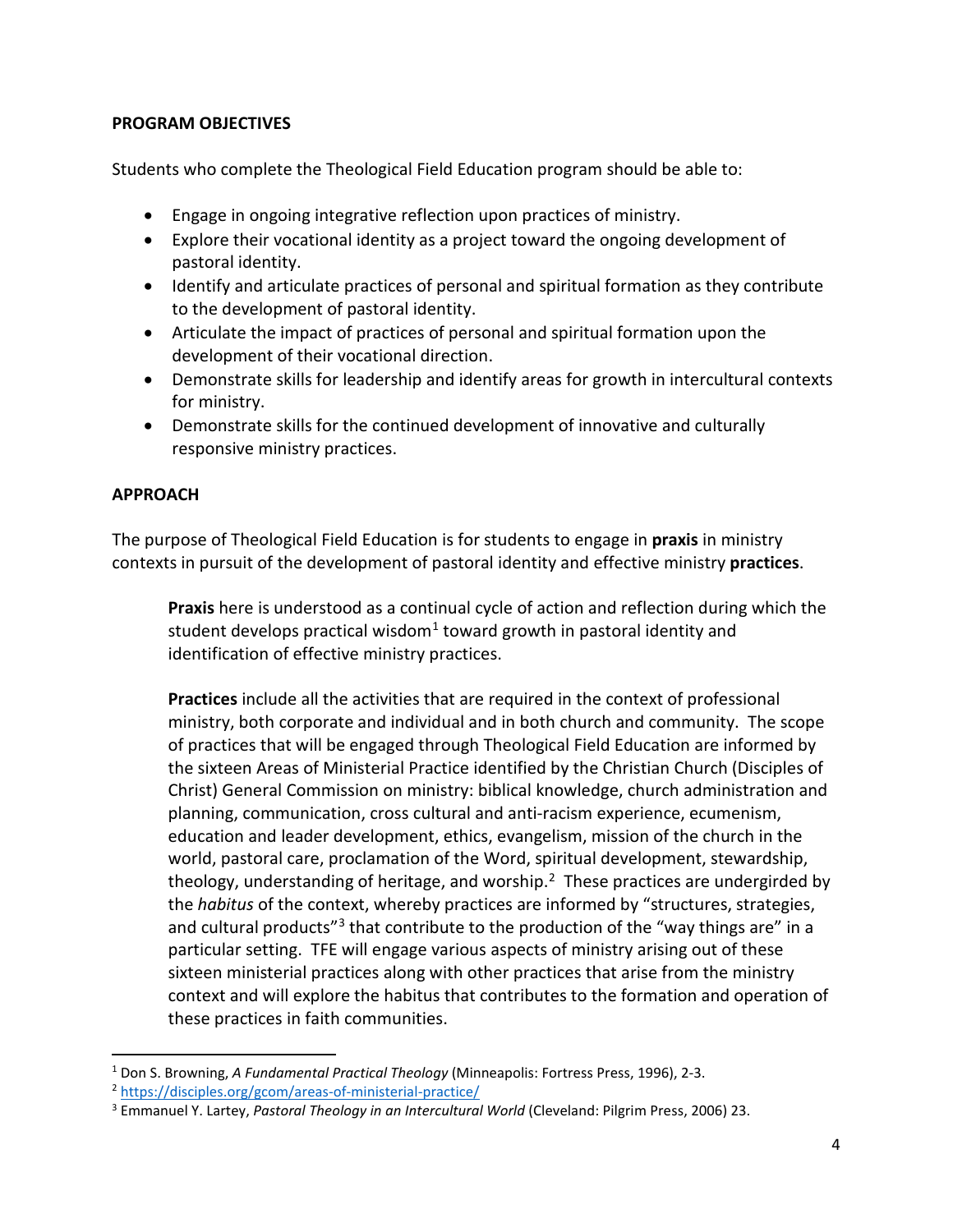## PROGRAM OBJECTIVES

Students who complete the Theological Field Education program should be able to:

- Engage in ongoing integrative reflection upon practices of ministry.
- Explore their vocational identity as a project toward the ongoing development of pastoral identity.
- Identify and articulate practices of personal and spiritual formation as they contribute to the development of pastoral identity.
- Articulate the impact of practices of personal and spiritual formation upon the development of their vocational direction.
- Demonstrate skills for leadership and identify areas for growth in intercultural contexts for ministry.
- Demonstrate skills for the continued development of innovative and culturally responsive ministry practices.

## APPROACH

The purpose of Theological Field Education is for students to engage in **praxis** in ministry contexts in pursuit of the development of pastoral identity and effective ministry **practices**.

> **Praxis** here is understood as a continual cycle of action and reflection during which the student develops practical wisdom[1] toward growth in pastoral identity and identification of effective ministry practices.
>
> **Practices** include all the activities that are required in the context of professional ministry, both corporate and individual and in both church and community. The scope of practices that will be engaged through Theological Field Education are informed by the sixteen Areas of Ministerial Practice identified by the Christian Church (Disciples of Christ) General Commission on ministry: biblical knowledge, church administration and planning, communication, cross cultural and anti-racism experience, ecumenism, education and leader development, ethics, evangelism, mission of the church in the world, pastoral care, proclamation of the Word, spiritual development, stewardship, theology, understanding of heritage, and worship.[2] These practices are undergirded by the *habitus* of the context, whereby practices are informed by "structures, strategies, and cultural products"[3] that contribute to the production of the "way things are" in a particular setting. TFE will engage various aspects of ministry arising out of these sixteen ministerial practices along with other practices that arise from the ministry context and will explore the habitus that contributes to the formation and operation of these practices in faith communities.

---

[1] Don S. Browning, *A Fundamental Practical Theology* (Minneapolis: Fortress Press, 1996), 2-3.

[2] https://disciples.org/gcom/areas-of-ministerial-practice/

[3] Emmanuel Y. Lartey, *Pastoral Theology in an Intercultural World* (Cleveland: Pilgrim Press, 2006) 23.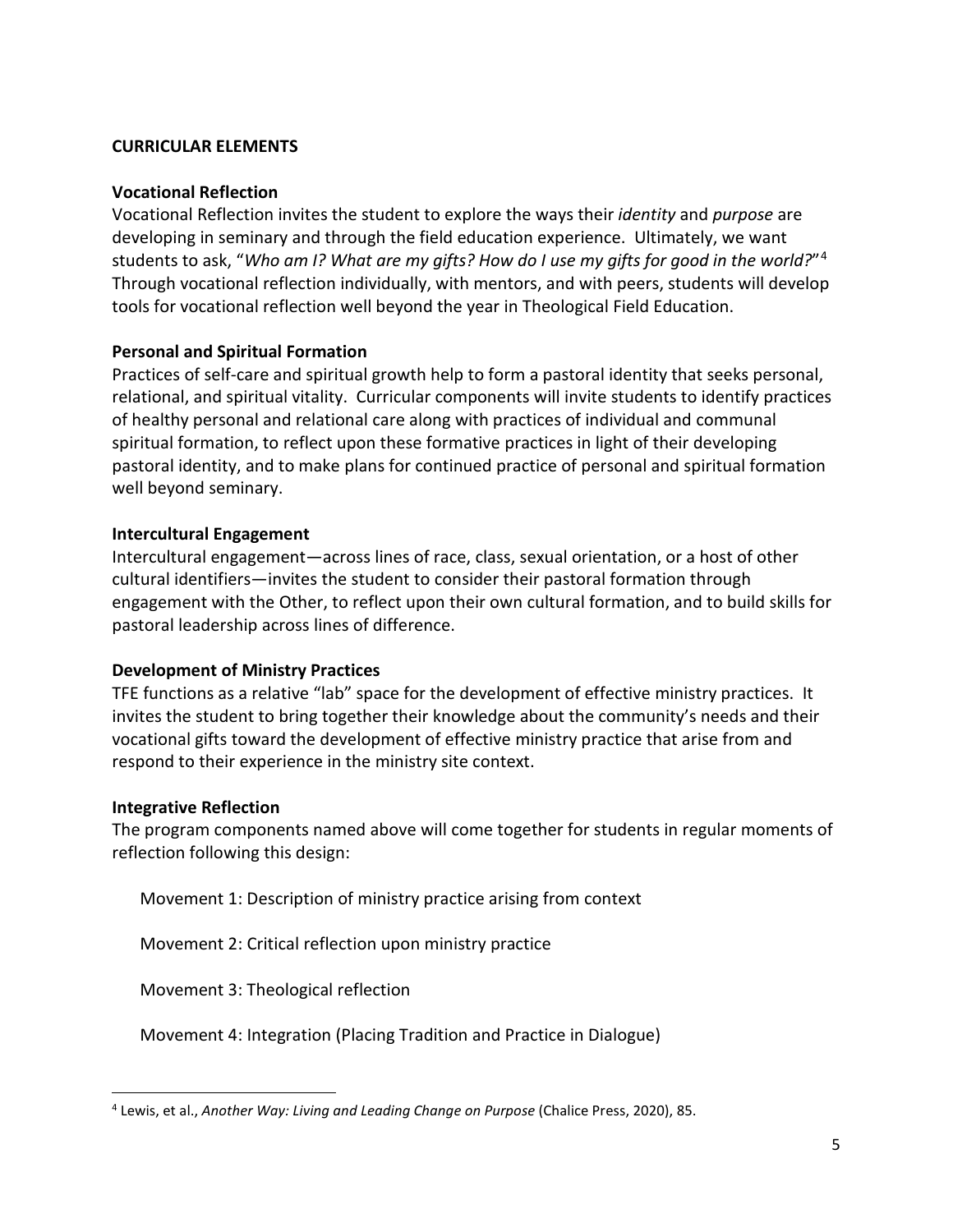## CURRICULAR ELEMENTS

### Vocational Reflection

Vocational Reflection invites the student to explore the ways their *identity* and *purpose* are developing in seminary and through the field education experience. Ultimately, we want students to ask, "*Who am I? What are my gifts? How do I use my gifts for good in the world?*"[4] Through vocational reflection individually, with mentors, and with peers, students will develop tools for vocational reflection well beyond the year in Theological Field Education.

### Personal and Spiritual Formation

Practices of self-care and spiritual growth help to form a pastoral identity that seeks personal, relational, and spiritual vitality. Curricular components will invite students to identify practices of healthy personal and relational care along with practices of individual and communal spiritual formation, to reflect upon these formative practices in light of their developing pastoral identity, and to make plans for continued practice of personal and spiritual formation well beyond seminary.

### Intercultural Engagement

Intercultural engagement—across lines of race, class, sexual orientation, or a host of other cultural identifiers—invites the student to consider their pastoral formation through engagement with the Other, to reflect upon their own cultural formation, and to build skills for pastoral leadership across lines of difference.

### Development of Ministry Practices

TFE functions as a relative "lab" space for the development of effective ministry practices. It invites the student to bring together their knowledge about the community's needs and their vocational gifts toward the development of effective ministry practice that arise from and respond to their experience in the ministry site context.

### Integrative Reflection

The program components named above will come together for students in regular moments of reflection following this design:

Movement 1: Description of ministry practice arising from context

Movement 2: Critical reflection upon ministry practice

Movement 3: Theological reflection

Movement 4: Integration (Placing Tradition and Practice in Dialogue)

---

[4] Lewis, et al., *Another Way: Living and Leading Change on Purpose* (Chalice Press, 2020), 85.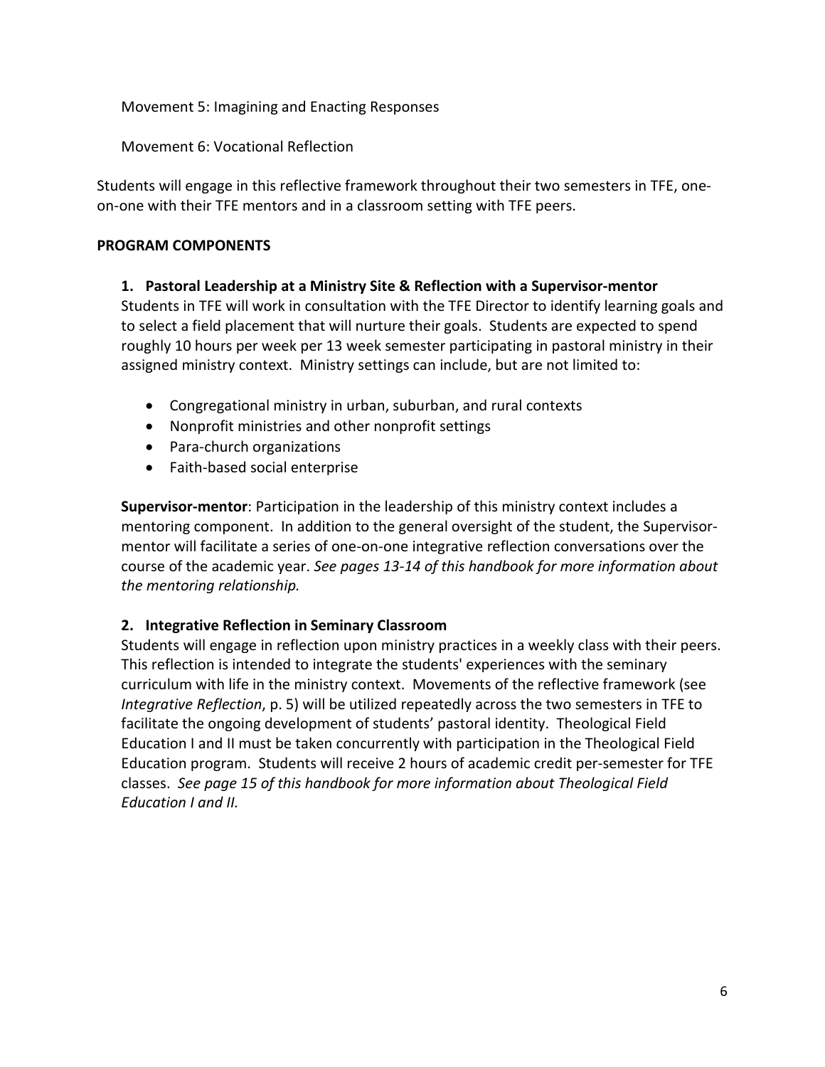Movement 5: Imagining and Enacting Responses

Movement 6: Vocational Reflection

Students will engage in this reflective framework throughout their two semesters in TFE, one-on-one with their TFE mentors and in a classroom setting with TFE peers.

**PROGRAM COMPONENTS**

**1. Pastoral Leadership at a Ministry Site & Reflection with a Supervisor-mentor**

Students in TFE will work in consultation with the TFE Director to identify learning goals and to select a field placement that will nurture their goals. Students are expected to spend roughly 10 hours per week per 13 week semester participating in pastoral ministry in their assigned ministry context. Ministry settings can include, but are not limited to:

- Congregational ministry in urban, suburban, and rural contexts
- Nonprofit ministries and other nonprofit settings
- Para-church organizations
- Faith-based social enterprise

**Supervisor-mentor**: Participation in the leadership of this ministry context includes a mentoring component. In addition to the general oversight of the student, the Supervisor-mentor will facilitate a series of one-on-one integrative reflection conversations over the course of the academic year. *See pages 13-14 of this handbook for more information about the mentoring relationship.*

**2. Integrative Reflection in Seminary Classroom**

Students will engage in reflection upon ministry practices in a weekly class with their peers. This reflection is intended to integrate the students' experiences with the seminary curriculum with life in the ministry context. Movements of the reflective framework (see *Integrative Reflection*, p. 5) will be utilized repeatedly across the two semesters in TFE to facilitate the ongoing development of students' pastoral identity. Theological Field Education I and II must be taken concurrently with participation in the Theological Field Education program. Students will receive 2 hours of academic credit per-semester for TFE classes. *See page 15 of this handbook for more information about Theological Field Education I and II.*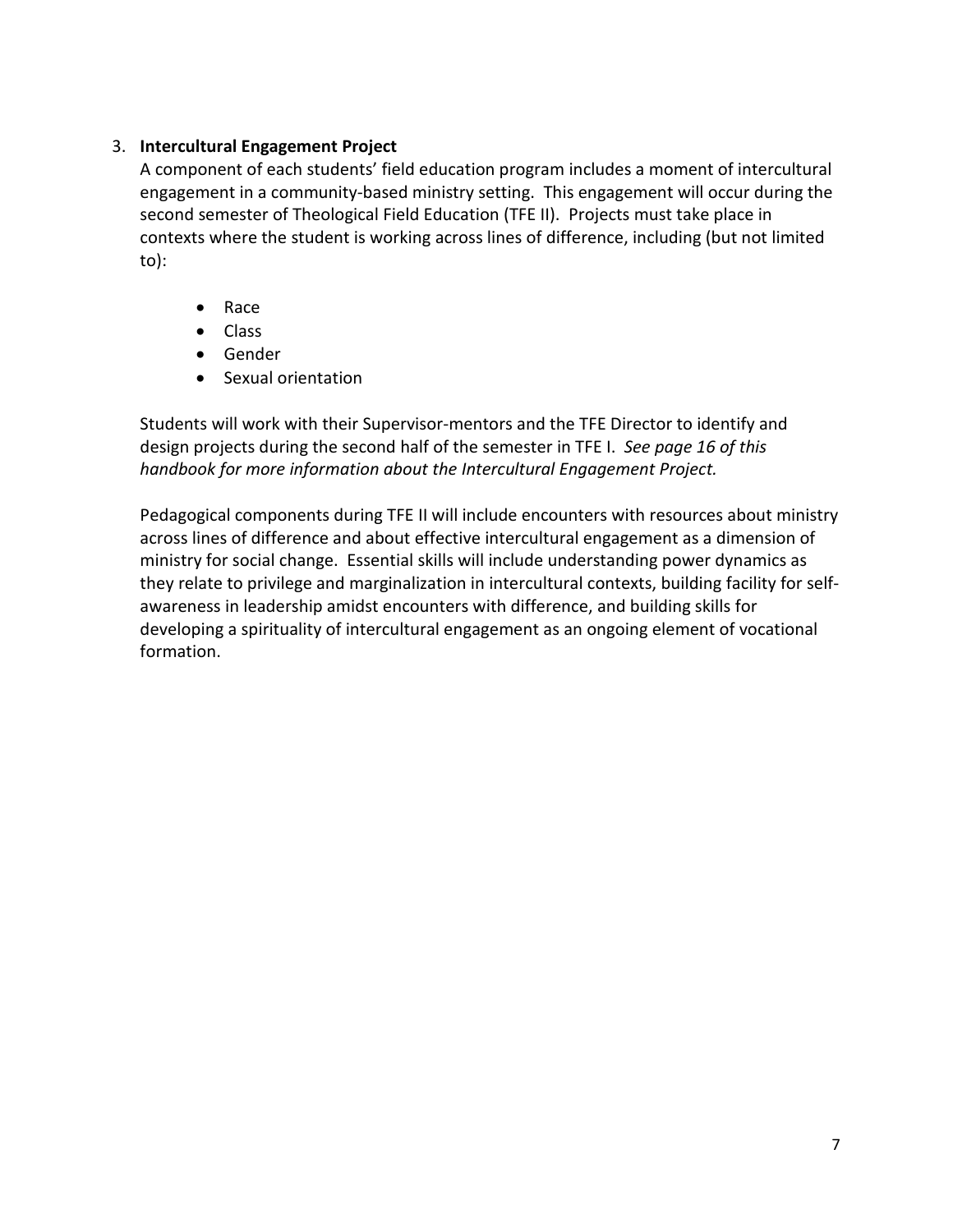3. **Intercultural Engagement Project**

   A component of each students' field education program includes a moment of intercultural engagement in a community-based ministry setting. This engagement will occur during the second semester of Theological Field Education (TFE II). Projects must take place in contexts where the student is working across lines of difference, including (but not limited to):

   - Race
   - Class
   - Gender
   - Sexual orientation

   Students will work with their Supervisor-mentors and the TFE Director to identify and design projects during the second half of the semester in TFE I. *See page 16 of this handbook for more information about the Intercultural Engagement Project.*

   Pedagogical components during TFE II will include encounters with resources about ministry across lines of difference and about effective intercultural engagement as a dimension of ministry for social change. Essential skills will include understanding power dynamics as they relate to privilege and marginalization in intercultural contexts, building facility for self-awareness in leadership amidst encounters with difference, and building skills for developing a spirituality of intercultural engagement as an ongoing element of vocational formation.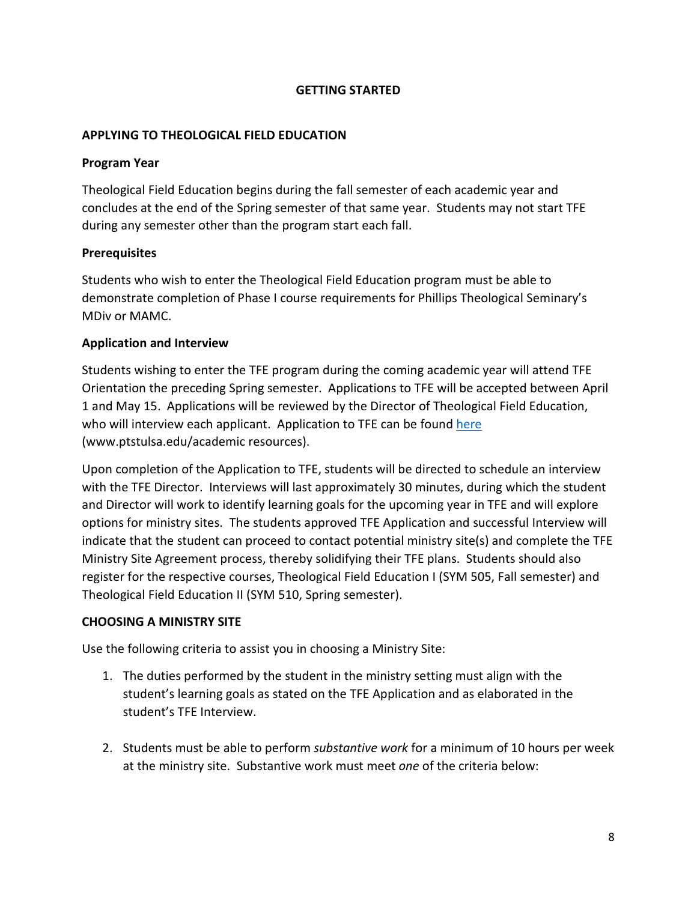# GETTING STARTED

## APPLYING TO THEOLOGICAL FIELD EDUCATION

### Program Year

Theological Field Education begins during the fall semester of each academic year and concludes at the end of the Spring semester of that same year. Students may not start TFE during any semester other than the program start each fall.

### Prerequisites

Students who wish to enter the Theological Field Education program must be able to demonstrate completion of Phase I course requirements for Phillips Theological Seminary's MDiv or MAMC.

### Application and Interview

Students wishing to enter the TFE program during the coming academic year will attend TFE Orientation the preceding Spring semester. Applications to TFE will be accepted between April 1 and May 15. Applications will be reviewed by the Director of Theological Field Education, who will interview each applicant. Application to TFE can be found here (www.ptstulsa.edu/academic resources).

Upon completion of the Application to TFE, students will be directed to schedule an interview with the TFE Director. Interviews will last approximately 30 minutes, during which the student and Director will work to identify learning goals for the upcoming year in TFE and will explore options for ministry sites. The students approved TFE Application and successful Interview will indicate that the student can proceed to contact potential ministry site(s) and complete the TFE Ministry Site Agreement process, thereby solidifying their TFE plans. Students should also register for the respective courses, Theological Field Education I (SYM 505, Fall semester) and Theological Field Education II (SYM 510, Spring semester).

## CHOOSING A MINISTRY SITE

Use the following criteria to assist you in choosing a Ministry Site:

1. The duties performed by the student in the ministry setting must align with the student's learning goals as stated on the TFE Application and as elaborated in the student's TFE Interview.

2. Students must be able to perform *substantive work* for a minimum of 10 hours per week at the ministry site. Substantive work must meet *one* of the criteria below: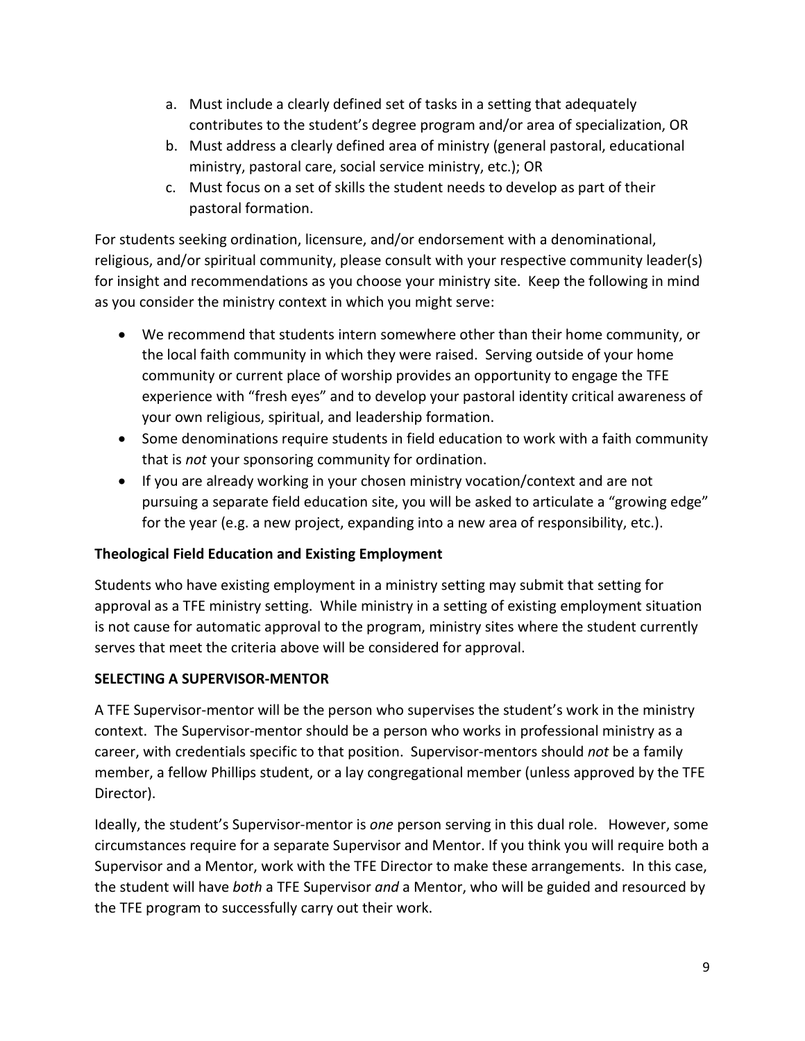a. Must include a clearly defined set of tasks in a setting that adequately contributes to the student's degree program and/or area of specialization, OR
b. Must address a clearly defined area of ministry (general pastoral, educational ministry, pastoral care, social service ministry, etc.); OR
c. Must focus on a set of skills the student needs to develop as part of their pastoral formation.

For students seeking ordination, licensure, and/or endorsement with a denominational, religious, and/or spiritual community, please consult with your respective community leader(s) for insight and recommendations as you choose your ministry site. Keep the following in mind as you consider the ministry context in which you might serve:

- We recommend that students intern somewhere other than their home community, or the local faith community in which they were raised. Serving outside of your home community or current place of worship provides an opportunity to engage the TFE experience with "fresh eyes" and to develop your pastoral identity critical awareness of your own religious, spiritual, and leadership formation.
- Some denominations require students in field education to work with a faith community that is *not* your sponsoring community for ordination.
- If you are already working in your chosen ministry vocation/context and are not pursuing a separate field education site, you will be asked to articulate a "growing edge" for the year (e.g. a new project, expanding into a new area of responsibility, etc.).

**Theological Field Education and Existing Employment**

Students who have existing employment in a ministry setting may submit that setting for approval as a TFE ministry setting. While ministry in a setting of existing employment situation is not cause for automatic approval to the program, ministry sites where the student currently serves that meet the criteria above will be considered for approval.

**SELECTING A SUPERVISOR-MENTOR**

A TFE Supervisor-mentor will be the person who supervises the student's work in the ministry context. The Supervisor-mentor should be a person who works in professional ministry as a career, with credentials specific to that position. Supervisor-mentors should *not* be a family member, a fellow Phillips student, or a lay congregational member (unless approved by the TFE Director).

Ideally, the student's Supervisor-mentor is *one* person serving in this dual role. However, some circumstances require for a separate Supervisor and Mentor. If you think you will require both a Supervisor and a Mentor, work with the TFE Director to make these arrangements. In this case, the student will have *both* a TFE Supervisor *and* a Mentor, who will be guided and resourced by the TFE program to successfully carry out their work.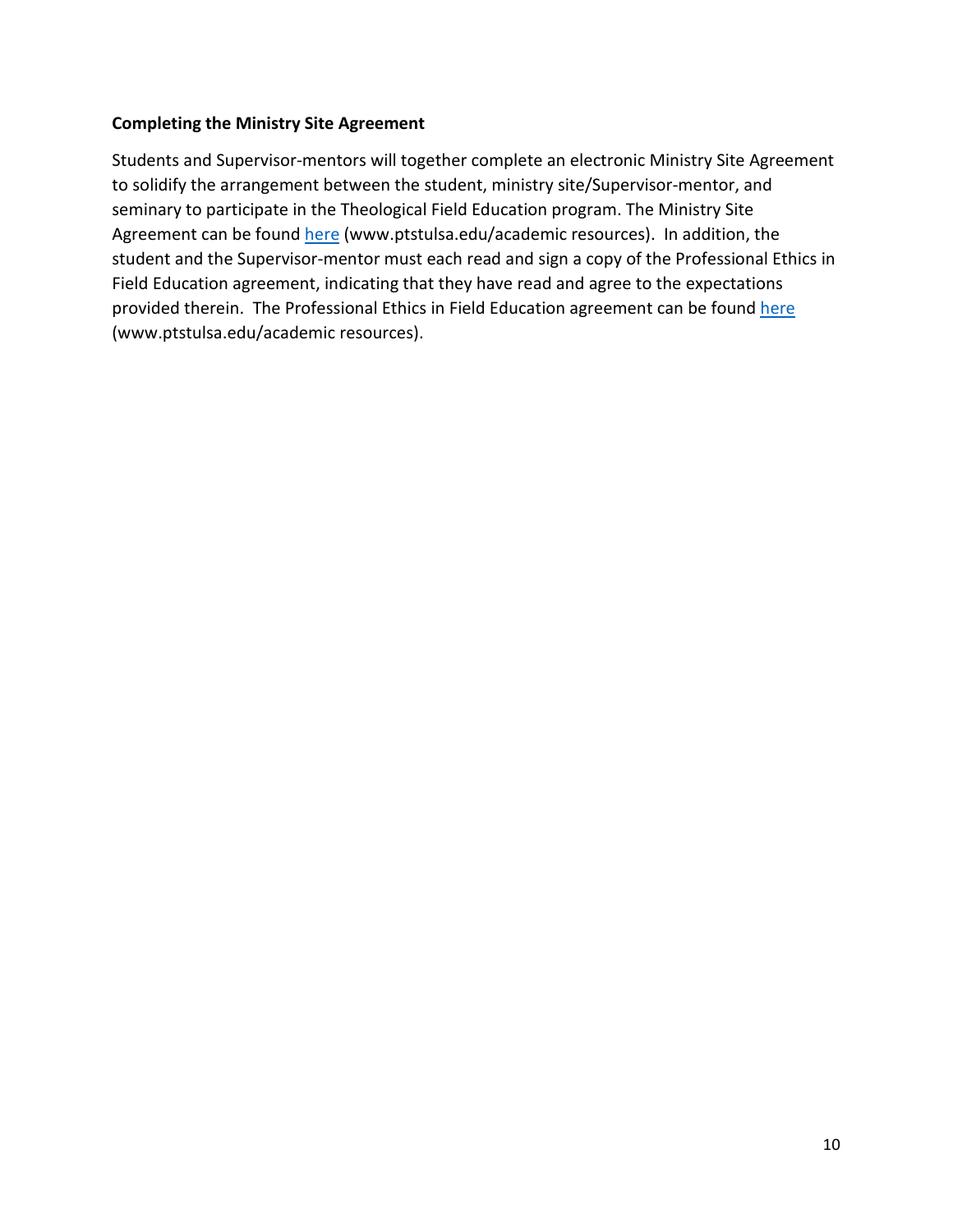### Completing the Ministry Site Agreement

Students and Supervisor-mentors will together complete an electronic Ministry Site Agreement to solidify the arrangement between the student, ministry site/Supervisor-mentor, and seminary to participate in the Theological Field Education program. The Ministry Site Agreement can be found here (www.ptstulsa.edu/academic resources). In addition, the student and the Supervisor-mentor must each read and sign a copy of the Professional Ethics in Field Education agreement, indicating that they have read and agree to the expectations provided therein. The Professional Ethics in Field Education agreement can be found here (www.ptstulsa.edu/academic resources).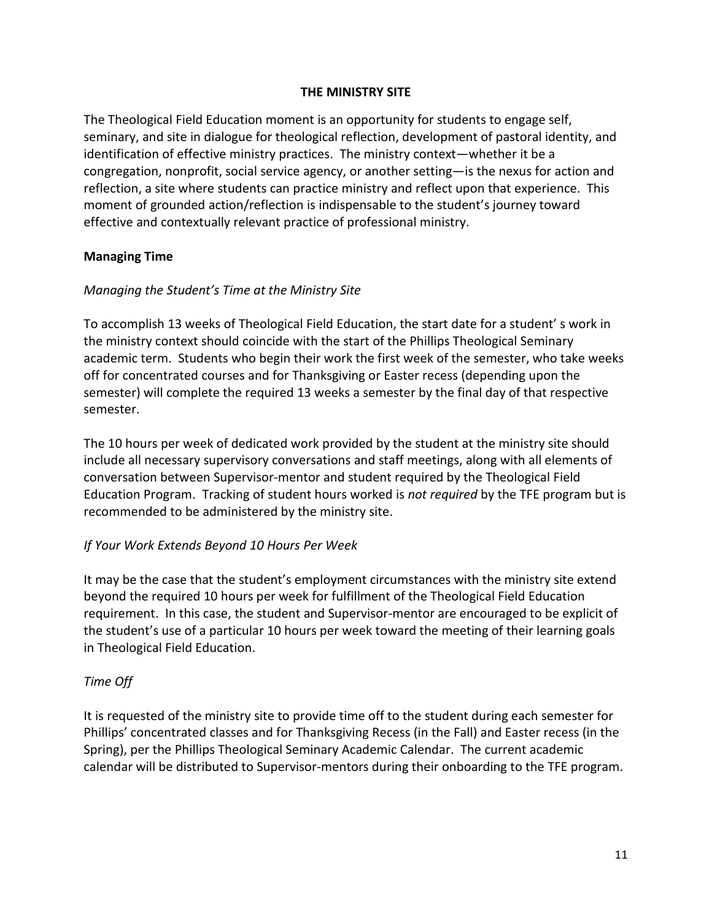## THE MINISTRY SITE

The Theological Field Education moment is an opportunity for students to engage self, seminary, and site in dialogue for theological reflection, development of pastoral identity, and identification of effective ministry practices. The ministry context—whether it be a congregation, nonprofit, social service agency, or another setting—is the nexus for action and reflection, a site where students can practice ministry and reflect upon that experience. This moment of grounded action/reflection is indispensable to the student's journey toward effective and contextually relevant practice of professional ministry.

### Managing Time

*Managing the Student's Time at the Ministry Site*

To accomplish 13 weeks of Theological Field Education, the start date for a student' s work in the ministry context should coincide with the start of the Phillips Theological Seminary academic term. Students who begin their work the first week of the semester, who take weeks off for concentrated courses and for Thanksgiving or Easter recess (depending upon the semester) will complete the required 13 weeks a semester by the final day of that respective semester.

The 10 hours per week of dedicated work provided by the student at the ministry site should include all necessary supervisory conversations and staff meetings, along with all elements of conversation between Supervisor-mentor and student required by the Theological Field Education Program. Tracking of student hours worked is *not required* by the TFE program but is recommended to be administered by the ministry site.

*If Your Work Extends Beyond 10 Hours Per Week*

It may be the case that the student's employment circumstances with the ministry site extend beyond the required 10 hours per week for fulfillment of the Theological Field Education requirement. In this case, the student and Supervisor-mentor are encouraged to be explicit of the student's use of a particular 10 hours per week toward the meeting of their learning goals in Theological Field Education.

*Time Off*

It is requested of the ministry site to provide time off to the student during each semester for Phillips' concentrated classes and for Thanksgiving Recess (in the Fall) and Easter recess (in the Spring), per the Phillips Theological Seminary Academic Calendar. The current academic calendar will be distributed to Supervisor-mentors during their onboarding to the TFE program.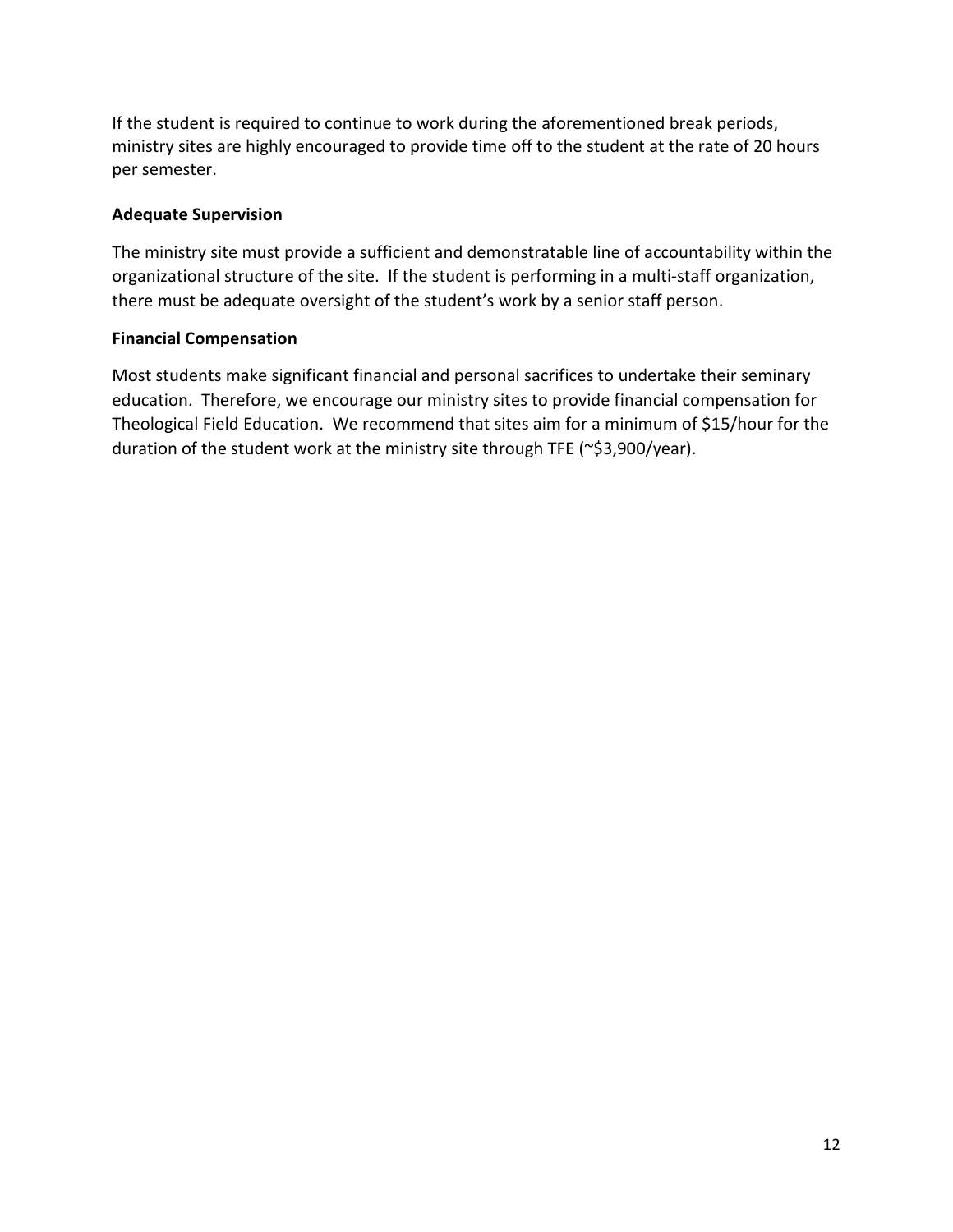If the student is required to continue to work during the aforementioned break periods, ministry sites are highly encouraged to provide time off to the student at the rate of 20 hours per semester.

### Adequate Supervision

The ministry site must provide a sufficient and demonstratable line of accountability within the organizational structure of the site. If the student is performing in a multi-staff organization, there must be adequate oversight of the student's work by a senior staff person.

### Financial Compensation

Most students make significant financial and personal sacrifices to undertake their seminary education. Therefore, we encourage our ministry sites to provide financial compensation for Theological Field Education. We recommend that sites aim for a minimum of $15/hour for the duration of the student work at the ministry site through TFE (~$3,900/year).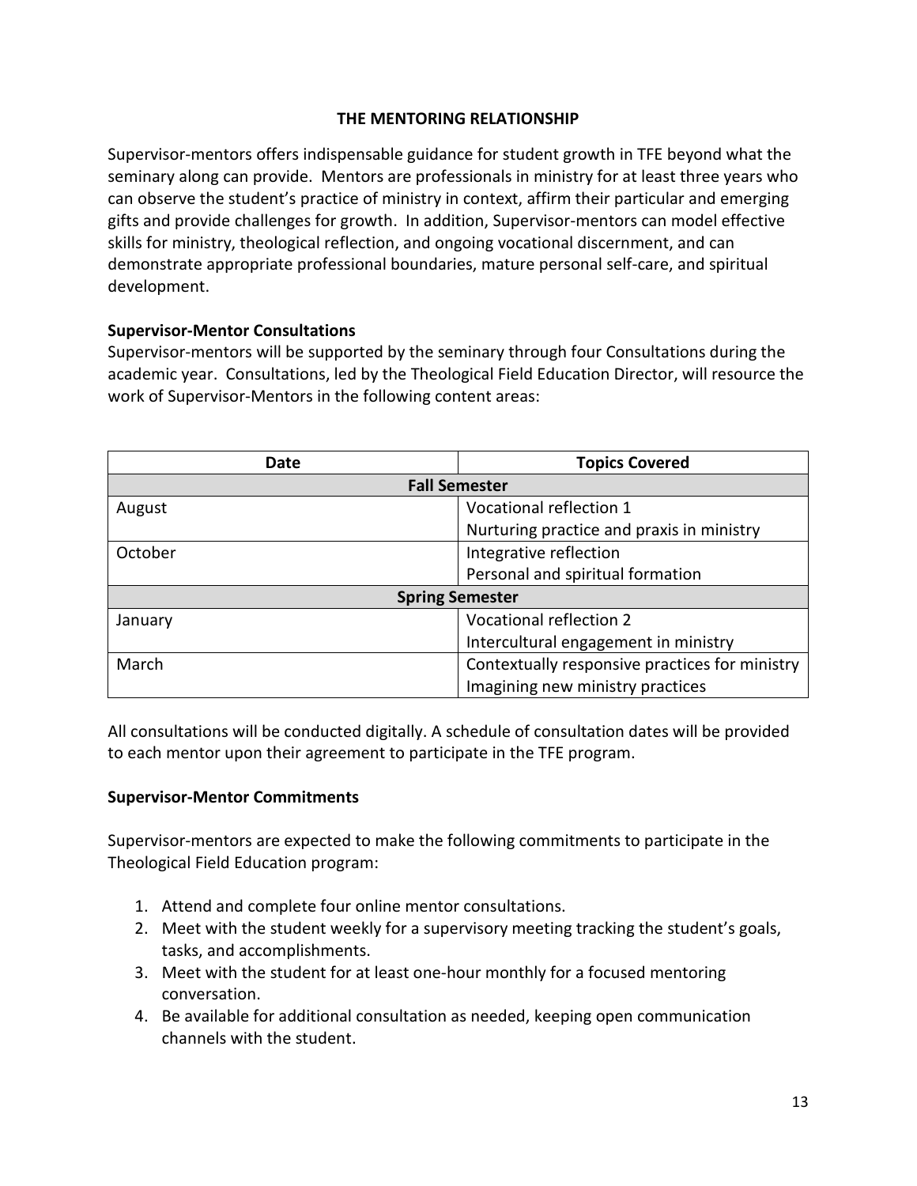## THE MENTORING RELATIONSHIP

Supervisor-mentors offers indispensable guidance for student growth in TFE beyond what the seminary along can provide. Mentors are professionals in ministry for at least three years who can observe the student's practice of ministry in context, affirm their particular and emerging gifts and provide challenges for growth. In addition, Supervisor-mentors can model effective skills for ministry, theological reflection, and ongoing vocational discernment, and can demonstrate appropriate professional boundaries, mature personal self-care, and spiritual development.

### Supervisor-Mentor Consultations

Supervisor-mentors will be supported by the seminary through four Consultations during the academic year. Consultations, led by the Theological Field Education Director, will resource the work of Supervisor-Mentors in the following content areas:

| Date | Topics Covered |
|---|---|
| **Fall Semester** | |
| August | Vocational reflection 1<br>Nurturing practice and praxis in ministry |
| October | Integrative reflection<br>Personal and spiritual formation |
| **Spring Semester** | |
| January | Vocational reflection 2<br>Intercultural engagement in ministry |
| March | Contextually responsive practices for ministry<br>Imagining new ministry practices |

All consultations will be conducted digitally. A schedule of consultation dates will be provided to each mentor upon their agreement to participate in the TFE program.

### Supervisor-Mentor Commitments

Supervisor-mentors are expected to make the following commitments to participate in the Theological Field Education program:

1. Attend and complete four online mentor consultations.
2. Meet with the student weekly for a supervisory meeting tracking the student's goals, tasks, and accomplishments.
3. Meet with the student for at least one-hour monthly for a focused mentoring conversation.
4. Be available for additional consultation as needed, keeping open communication channels with the student.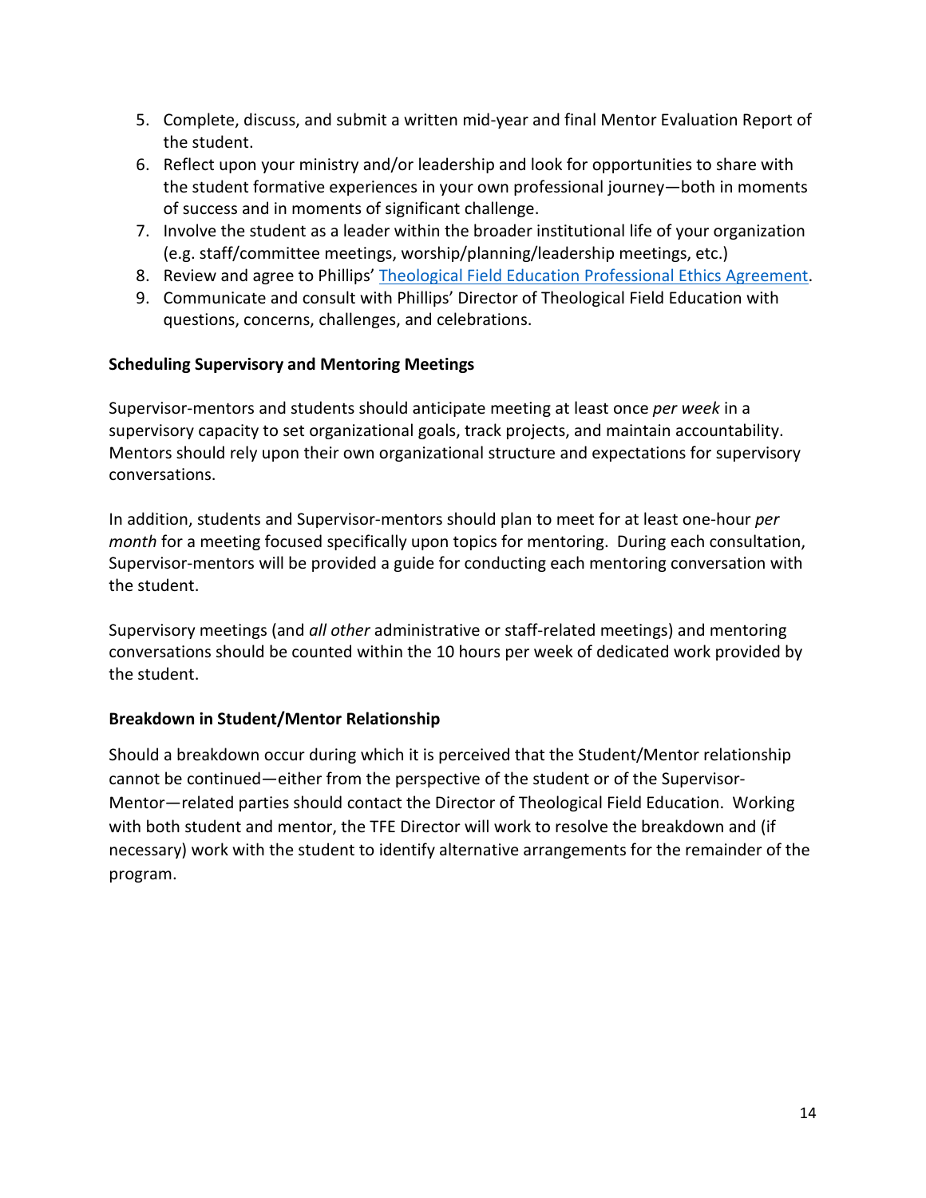5. Complete, discuss, and submit a written mid-year and final Mentor Evaluation Report of the student.
6. Reflect upon your ministry and/or leadership and look for opportunities to share with the student formative experiences in your own professional journey—both in moments of success and in moments of significant challenge.
7. Involve the student as a leader within the broader institutional life of your organization (e.g. staff/committee meetings, worship/planning/leadership meetings, etc.)
8. Review and agree to Phillips' Theological Field Education Professional Ethics Agreement.
9. Communicate and consult with Phillips' Director of Theological Field Education with questions, concerns, challenges, and celebrations.

**Scheduling Supervisory and Mentoring Meetings**

Supervisor-mentors and students should anticipate meeting at least once *per week* in a supervisory capacity to set organizational goals, track projects, and maintain accountability. Mentors should rely upon their own organizational structure and expectations for supervisory conversations.

In addition, students and Supervisor-mentors should plan to meet for at least one-hour *per month* for a meeting focused specifically upon topics for mentoring. During each consultation, Supervisor-mentors will be provided a guide for conducting each mentoring conversation with the student.

Supervisory meetings (and *all other* administrative or staff-related meetings) and mentoring conversations should be counted within the 10 hours per week of dedicated work provided by the student.

**Breakdown in Student/Mentor Relationship**

Should a breakdown occur during which it is perceived that the Student/Mentor relationship cannot be continued—either from the perspective of the student or of the Supervisor-Mentor—related parties should contact the Director of Theological Field Education. Working with both student and mentor, the TFE Director will work to resolve the breakdown and (if necessary) work with the student to identify alternative arrangements for the remainder of the program.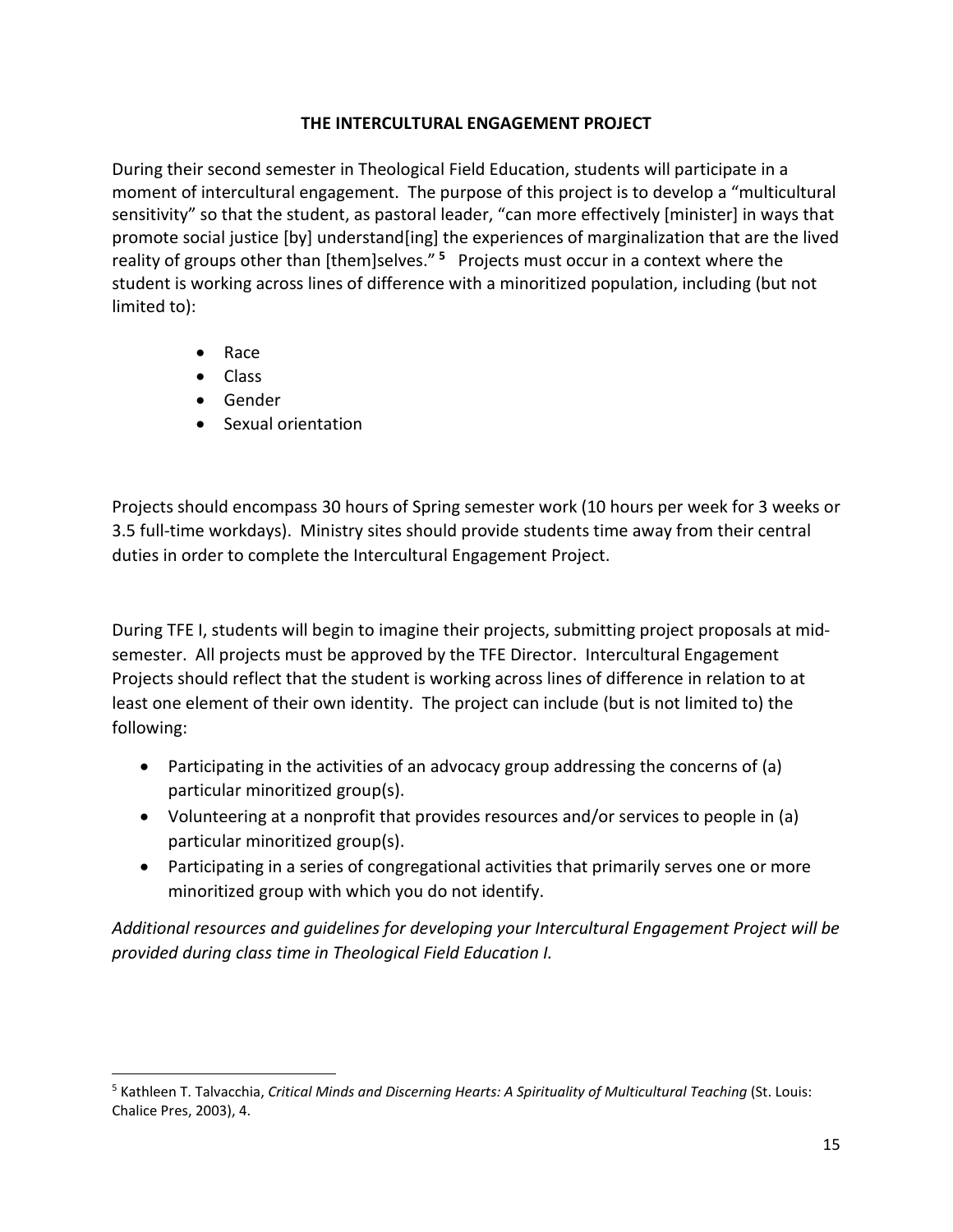## THE INTERCULTURAL ENGAGEMENT PROJECT

During their second semester in Theological Field Education, students will participate in a moment of intercultural engagement. The purpose of this project is to develop a "multicultural sensitivity" so that the student, as pastoral leader, "can more effectively [minister] in ways that promote social justice [by] understand[ing] the experiences of marginalization that are the lived reality of groups other than [them]selves."[5] Projects must occur in a context where the student is working across lines of difference with a minoritized population, including (but not limited to):

- Race
- Class
- Gender
- Sexual orientation

Projects should encompass 30 hours of Spring semester work (10 hours per week for 3 weeks or 3.5 full-time workdays). Ministry sites should provide students time away from their central duties in order to complete the Intercultural Engagement Project.

During TFE I, students will begin to imagine their projects, submitting project proposals at mid-semester. All projects must be approved by the TFE Director. Intercultural Engagement Projects should reflect that the student is working across lines of difference in relation to at least one element of their own identity. The project can include (but is not limited to) the following:

- Participating in the activities of an advocacy group addressing the concerns of (a) particular minoritized group(s).
- Volunteering at a nonprofit that provides resources and/or services to people in (a) particular minoritized group(s).
- Participating in a series of congregational activities that primarily serves one or more minoritized group with which you do not identify.

*Additional resources and guidelines for developing your Intercultural Engagement Project will be provided during class time in Theological Field Education I.*

---

[5] Kathleen T. Talvacchia, *Critical Minds and Discerning Hearts: A Spirituality of Multicultural Teaching* (St. Louis: Chalice Pres, 2003), 4.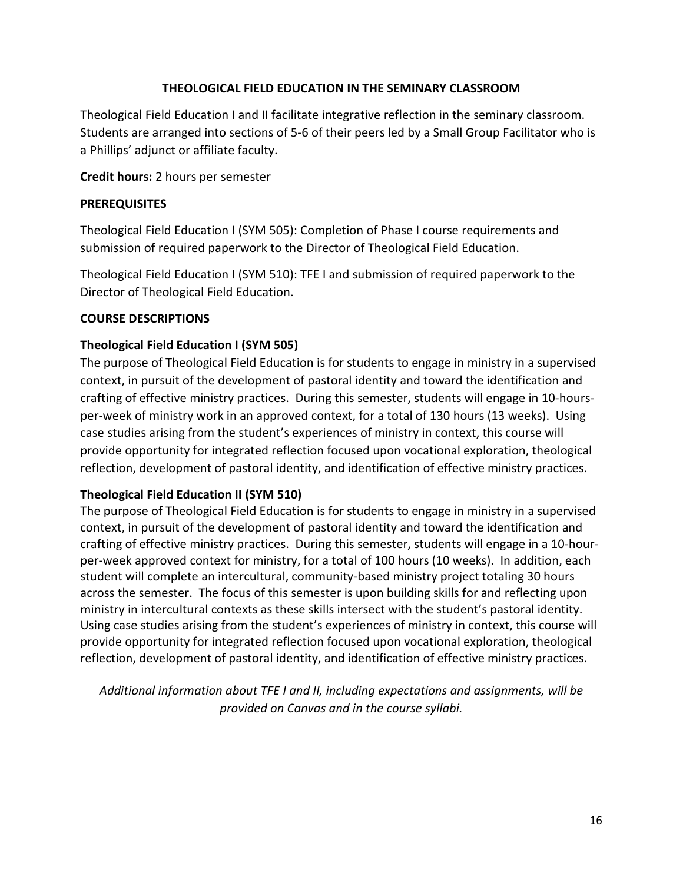## THEOLOGICAL FIELD EDUCATION IN THE SEMINARY CLASSROOM

Theological Field Education I and II facilitate integrative reflection in the seminary classroom. Students are arranged into sections of 5-6 of their peers led by a Small Group Facilitator who is a Phillips' adjunct or affiliate faculty.

**Credit hours:** 2 hours per semester

### PREREQUISITES

Theological Field Education I (SYM 505): Completion of Phase I course requirements and submission of required paperwork to the Director of Theological Field Education.

Theological Field Education I (SYM 510): TFE I and submission of required paperwork to the Director of Theological Field Education.

### COURSE DESCRIPTIONS

#### Theological Field Education I (SYM 505)

The purpose of Theological Field Education is for students to engage in ministry in a supervised context, in pursuit of the development of pastoral identity and toward the identification and crafting of effective ministry practices. During this semester, students will engage in 10-hours-per-week of ministry work in an approved context, for a total of 130 hours (13 weeks). Using case studies arising from the student's experiences of ministry in context, this course will provide opportunity for integrated reflection focused upon vocational exploration, theological reflection, development of pastoral identity, and identification of effective ministry practices.

#### Theological Field Education II (SYM 510)

The purpose of Theological Field Education is for students to engage in ministry in a supervised context, in pursuit of the development of pastoral identity and toward the identification and crafting of effective ministry practices. During this semester, students will engage in a 10-hour-per-week approved context for ministry, for a total of 100 hours (10 weeks). In addition, each student will complete an intercultural, community-based ministry project totaling 30 hours across the semester. The focus of this semester is upon building skills for and reflecting upon ministry in intercultural contexts as these skills intersect with the student's pastoral identity. Using case studies arising from the student's experiences of ministry in context, this course will provide opportunity for integrated reflection focused upon vocational exploration, theological reflection, development of pastoral identity, and identification of effective ministry practices.

*Additional information about TFE I and II, including expectations and assignments, will be provided on Canvas and in the course syllabi.*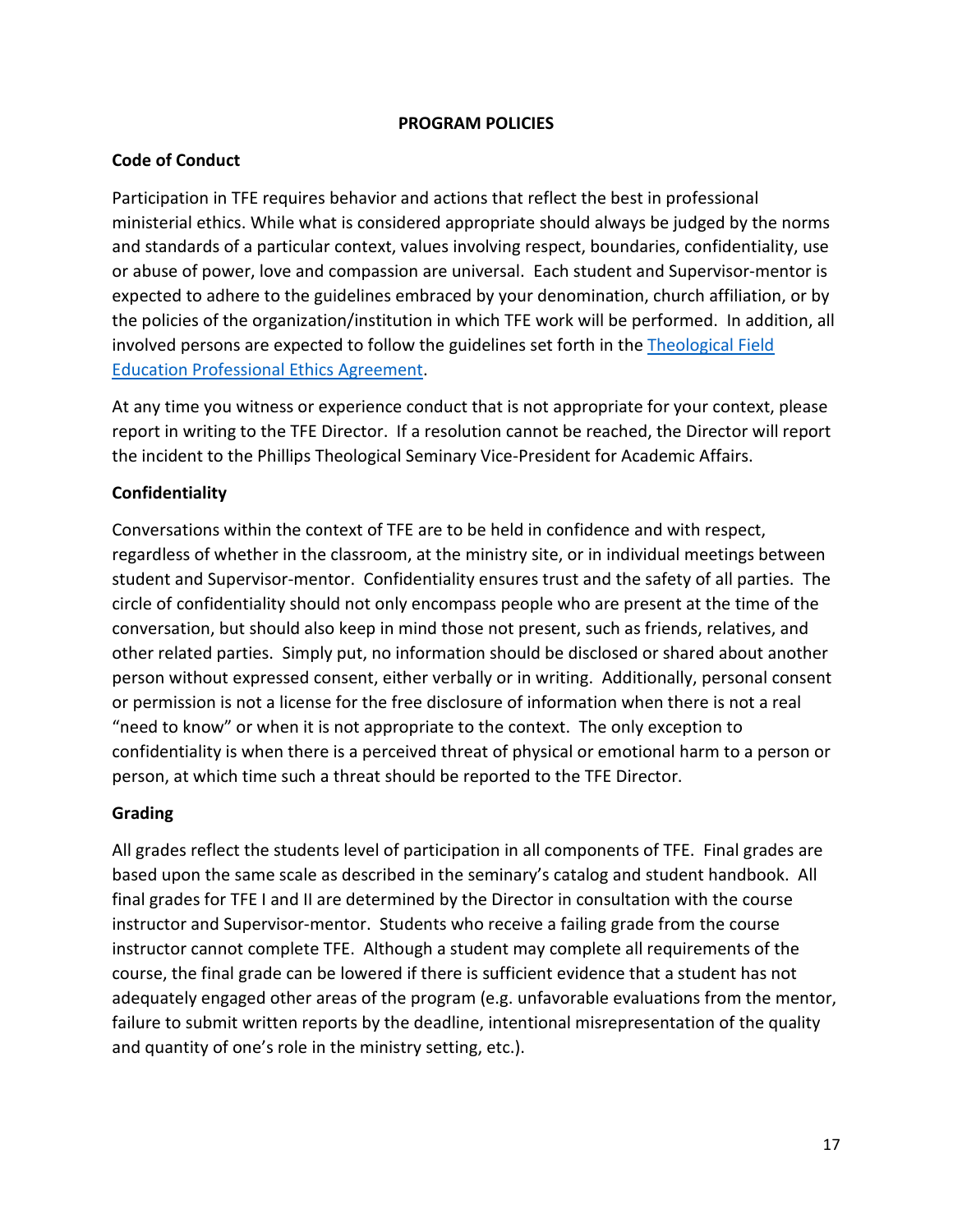# PROGRAM POLICIES

## Code of Conduct

Participation in TFE requires behavior and actions that reflect the best in professional ministerial ethics. While what is considered appropriate should always be judged by the norms and standards of a particular context, values involving respect, boundaries, confidentiality, use or abuse of power, love and compassion are universal. Each student and Supervisor-mentor is expected to adhere to the guidelines embraced by your denomination, church affiliation, or by the policies of the organization/institution in which TFE work will be performed. In addition, all involved persons are expected to follow the guidelines set forth in the [Theological Field Education Professional Ethics Agreement].

At any time you witness or experience conduct that is not appropriate for your context, please report in writing to the TFE Director. If a resolution cannot be reached, the Director will report the incident to the Phillips Theological Seminary Vice-President for Academic Affairs.

## Confidentiality

Conversations within the context of TFE are to be held in confidence and with respect, regardless of whether in the classroom, at the ministry site, or in individual meetings between student and Supervisor-mentor. Confidentiality ensures trust and the safety of all parties. The circle of confidentiality should not only encompass people who are present at the time of the conversation, but should also keep in mind those not present, such as friends, relatives, and other related parties. Simply put, no information should be disclosed or shared about another person without expressed consent, either verbally or in writing. Additionally, personal consent or permission is not a license for the free disclosure of information when there is not a real "need to know" or when it is not appropriate to the context. The only exception to confidentiality is when there is a perceived threat of physical or emotional harm to a person or person, at which time such a threat should be reported to the TFE Director.

## Grading

All grades reflect the students level of participation in all components of TFE. Final grades are based upon the same scale as described in the seminary's catalog and student handbook. All final grades for TFE I and II are determined by the Director in consultation with the course instructor and Supervisor-mentor. Students who receive a failing grade from the course instructor cannot complete TFE. Although a student may complete all requirements of the course, the final grade can be lowered if there is sufficient evidence that a student has not adequately engaged other areas of the program (e.g. unfavorable evaluations from the mentor, failure to submit written reports by the deadline, intentional misrepresentation of the quality and quantity of one's role in the ministry setting, etc.).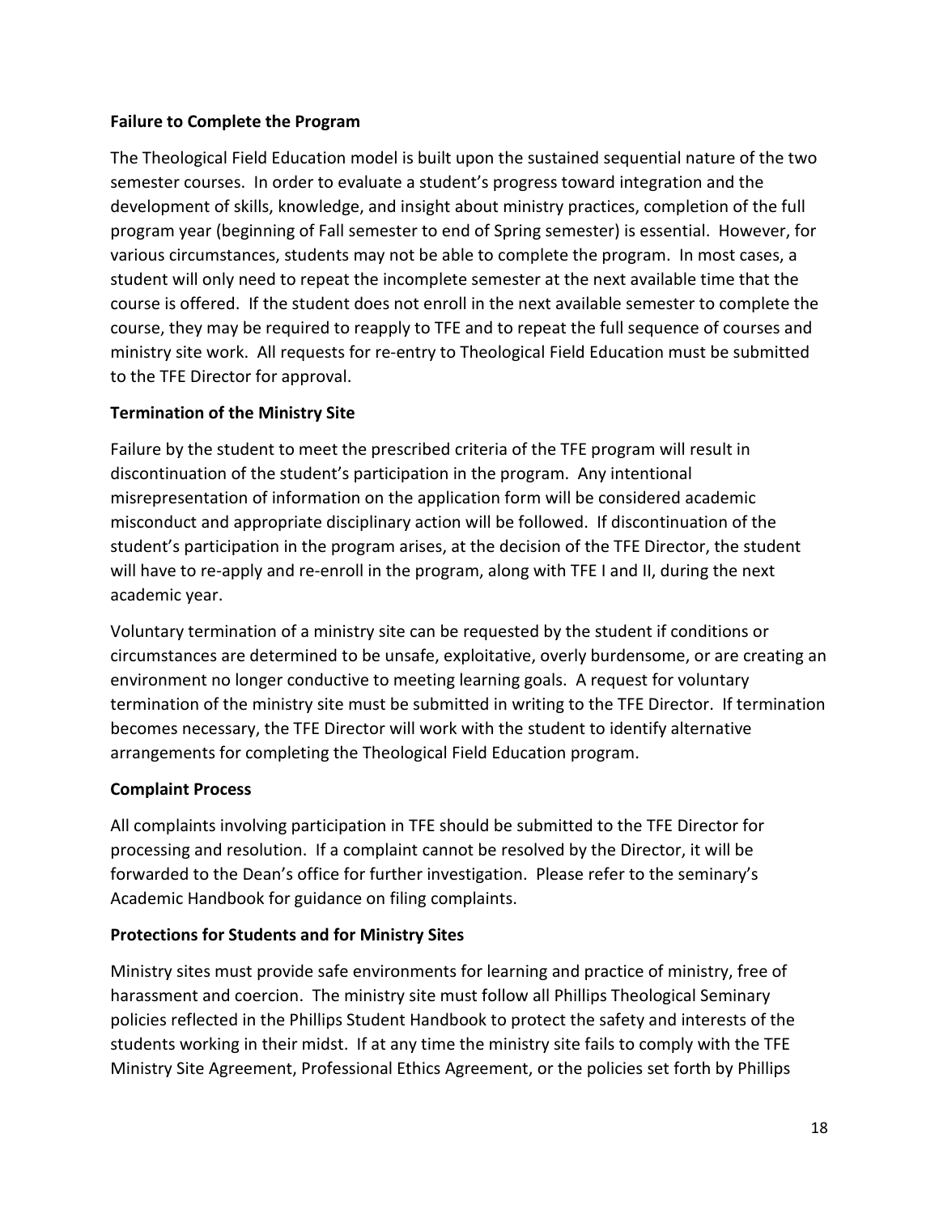**Failure to Complete the Program**

The Theological Field Education model is built upon the sustained sequential nature of the two semester courses. In order to evaluate a student's progress toward integration and the development of skills, knowledge, and insight about ministry practices, completion of the full program year (beginning of Fall semester to end of Spring semester) is essential. However, for various circumstances, students may not be able to complete the program. In most cases, a student will only need to repeat the incomplete semester at the next available time that the course is offered. If the student does not enroll in the next available semester to complete the course, they may be required to reapply to TFE and to repeat the full sequence of courses and ministry site work. All requests for re-entry to Theological Field Education must be submitted to the TFE Director for approval.

**Termination of the Ministry Site**

Failure by the student to meet the prescribed criteria of the TFE program will result in discontinuation of the student's participation in the program. Any intentional misrepresentation of information on the application form will be considered academic misconduct and appropriate disciplinary action will be followed. If discontinuation of the student's participation in the program arises, at the decision of the TFE Director, the student will have to re-apply and re-enroll in the program, along with TFE I and II, during the next academic year.

Voluntary termination of a ministry site can be requested by the student if conditions or circumstances are determined to be unsafe, exploitative, overly burdensome, or are creating an environment no longer conductive to meeting learning goals. A request for voluntary termination of the ministry site must be submitted in writing to the TFE Director. If termination becomes necessary, the TFE Director will work with the student to identify alternative arrangements for completing the Theological Field Education program.

**Complaint Process**

All complaints involving participation in TFE should be submitted to the TFE Director for processing and resolution. If a complaint cannot be resolved by the Director, it will be forwarded to the Dean's office for further investigation. Please refer to the seminary's Academic Handbook for guidance on filing complaints.

**Protections for Students and for Ministry Sites**

Ministry sites must provide safe environments for learning and practice of ministry, free of harassment and coercion. The ministry site must follow all Phillips Theological Seminary policies reflected in the Phillips Student Handbook to protect the safety and interests of the students working in their midst. If at any time the ministry site fails to comply with the TFE Ministry Site Agreement, Professional Ethics Agreement, or the policies set forth by Phillips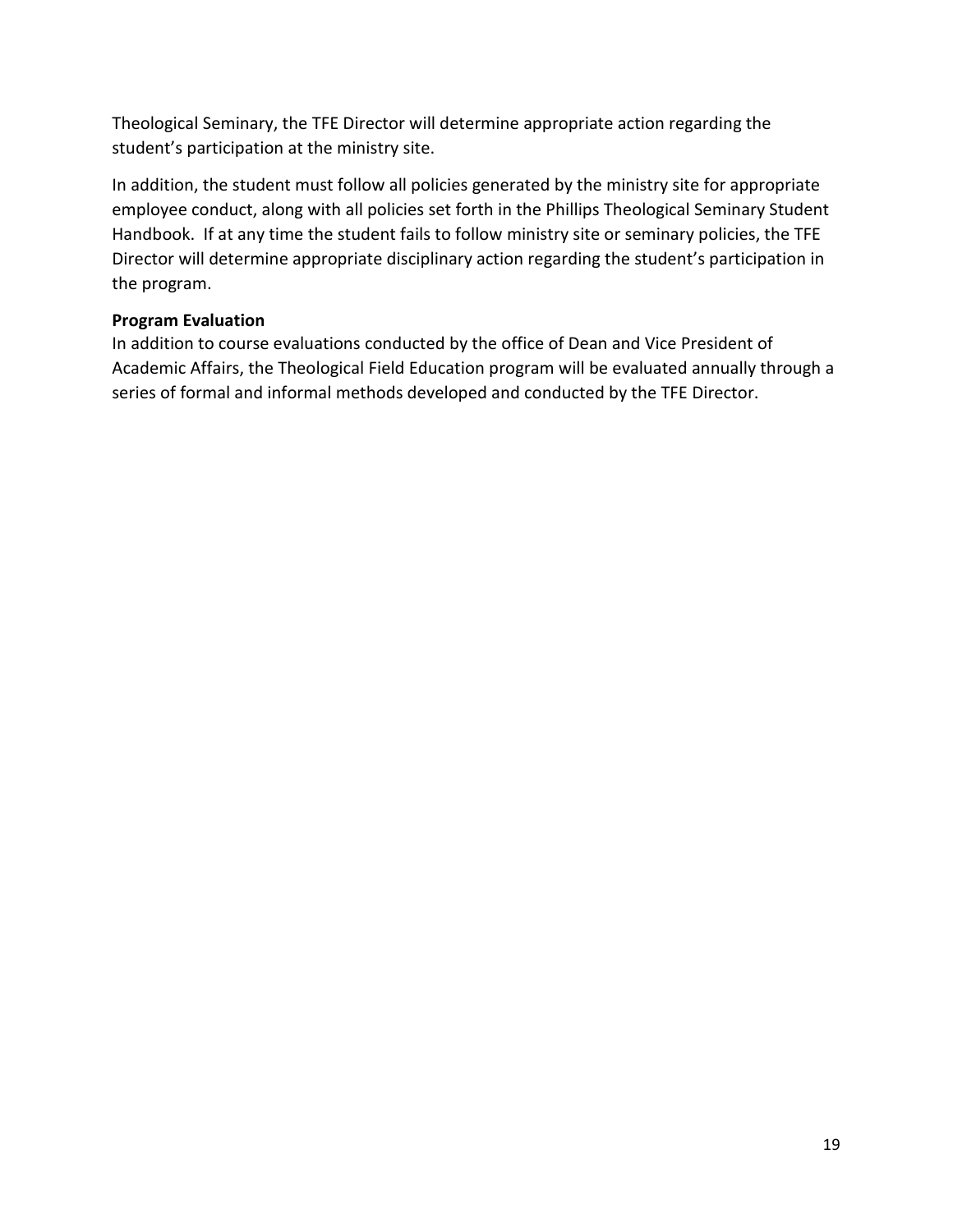Theological Seminary, the TFE Director will determine appropriate action regarding the student's participation at the ministry site.

In addition, the student must follow all policies generated by the ministry site for appropriate employee conduct, along with all policies set forth in the Phillips Theological Seminary Student Handbook. If at any time the student fails to follow ministry site or seminary policies, the TFE Director will determine appropriate disciplinary action regarding the student's participation in the program.

**Program Evaluation**
In addition to course evaluations conducted by the office of Dean and Vice President of Academic Affairs, the Theological Field Education program will be evaluated annually through a series of formal and informal methods developed and conducted by the TFE Director.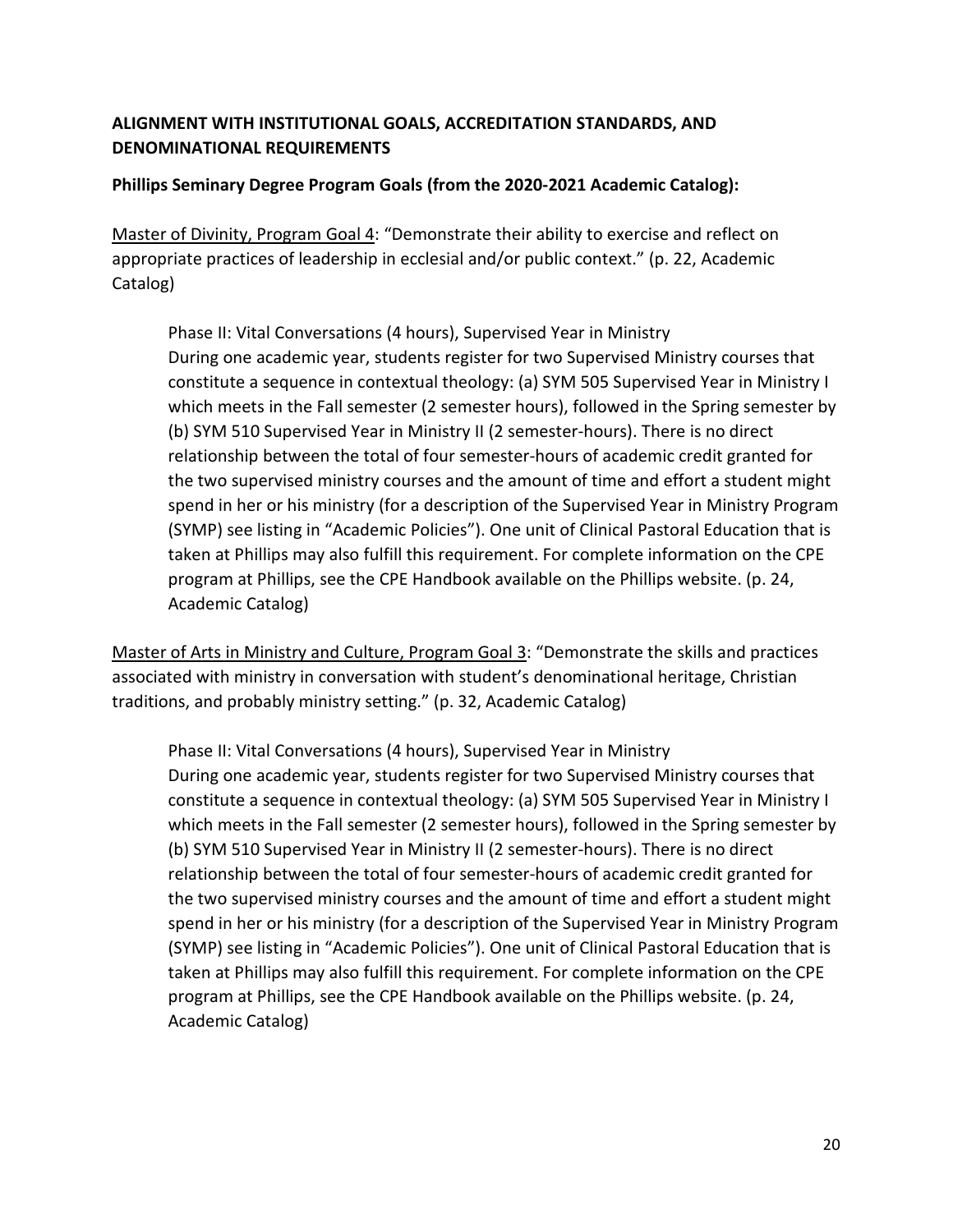**ALIGNMENT WITH INSTITUTIONAL GOALS, ACCREDITATION STANDARDS, AND DENOMINATIONAL REQUIREMENTS**

**Phillips Seminary Degree Program Goals (from the 2020-2021 Academic Catalog):**

<u>Master of Divinity, Program Goal 4</u>: "Demonstrate their ability to exercise and reflect on appropriate practices of leadership in ecclesial and/or public context." (p. 22, Academic Catalog)

> Phase II: Vital Conversations (4 hours), Supervised Year in Ministry
> During one academic year, students register for two Supervised Ministry courses that constitute a sequence in contextual theology: (a) SYM 505 Supervised Year in Ministry I which meets in the Fall semester (2 semester hours), followed in the Spring semester by (b) SYM 510 Supervised Year in Ministry II (2 semester-hours). There is no direct relationship between the total of four semester-hours of academic credit granted for the two supervised ministry courses and the amount of time and effort a student might spend in her or his ministry (for a description of the Supervised Year in Ministry Program (SYMP) see listing in "Academic Policies"). One unit of Clinical Pastoral Education that is taken at Phillips may also fulfill this requirement. For complete information on the CPE program at Phillips, see the CPE Handbook available on the Phillips website. (p. 24, Academic Catalog)

<u>Master of Arts in Ministry and Culture, Program Goal 3</u>: "Demonstrate the skills and practices associated with ministry in conversation with student's denominational heritage, Christian traditions, and probably ministry setting." (p. 32, Academic Catalog)

> Phase II: Vital Conversations (4 hours), Supervised Year in Ministry
> During one academic year, students register for two Supervised Ministry courses that constitute a sequence in contextual theology: (a) SYM 505 Supervised Year in Ministry I which meets in the Fall semester (2 semester hours), followed in the Spring semester by (b) SYM 510 Supervised Year in Ministry II (2 semester-hours). There is no direct relationship between the total of four semester-hours of academic credit granted for the two supervised ministry courses and the amount of time and effort a student might spend in her or his ministry (for a description of the Supervised Year in Ministry Program (SYMP) see listing in "Academic Policies"). One unit of Clinical Pastoral Education that is taken at Phillips may also fulfill this requirement. For complete information on the CPE program at Phillips, see the CPE Handbook available on the Phillips website. (p. 24, Academic Catalog)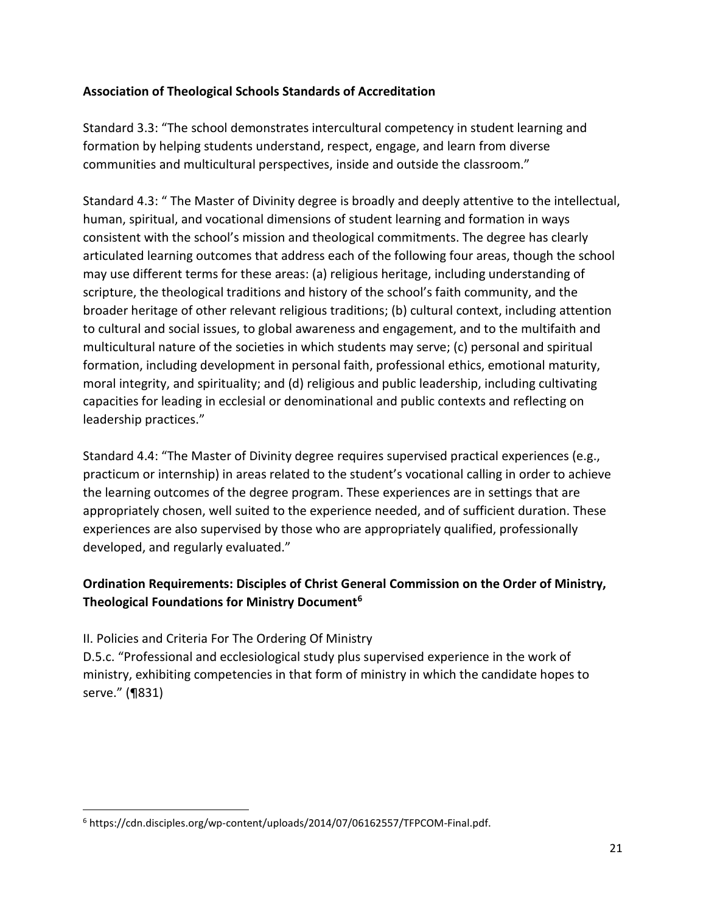**Association of Theological Schools Standards of Accreditation**

Standard 3.3: “The school demonstrates intercultural competency in student learning and formation by helping students understand, respect, engage, and learn from diverse communities and multicultural perspectives, inside and outside the classroom.”

Standard 4.3: “ The Master of Divinity degree is broadly and deeply attentive to the intellectual, human, spiritual, and vocational dimensions of student learning and formation in ways consistent with the school’s mission and theological commitments. The degree has clearly articulated learning outcomes that address each of the following four areas, though the school may use different terms for these areas: (a) religious heritage, including understanding of scripture, the theological traditions and history of the school’s faith community, and the broader heritage of other relevant religious traditions; (b) cultural context, including attention to cultural and social issues, to global awareness and engagement, and to the multifaith and multicultural nature of the societies in which students may serve; (c) personal and spiritual formation, including development in personal faith, professional ethics, emotional maturity, moral integrity, and spirituality; and (d) religious and public leadership, including cultivating capacities for leading in ecclesial or denominational and public contexts and reflecting on leadership practices.”

Standard 4.4: “The Master of Divinity degree requires supervised practical experiences (e.g., practicum or internship) in areas related to the student’s vocational calling in order to achieve the learning outcomes of the degree program. These experiences are in settings that are appropriately chosen, well suited to the experience needed, and of sufficient duration. These experiences are also supervised by those who are appropriately qualified, professionally developed, and regularly evaluated.”

**Ordination Requirements: Disciples of Christ General Commission on the Order of Ministry, Theological Foundations for Ministry Document[6]**

II. Policies and Criteria For The Ordering Of Ministry
D.5.c. “Professional and ecclesiological study plus supervised experience in the work of ministry, exhibiting competencies in that form of ministry in which the candidate hopes to serve.” (¶831)

[6] https://cdn.disciples.org/wp-content/uploads/2014/07/06162557/TFPCOM-Final.pdf.